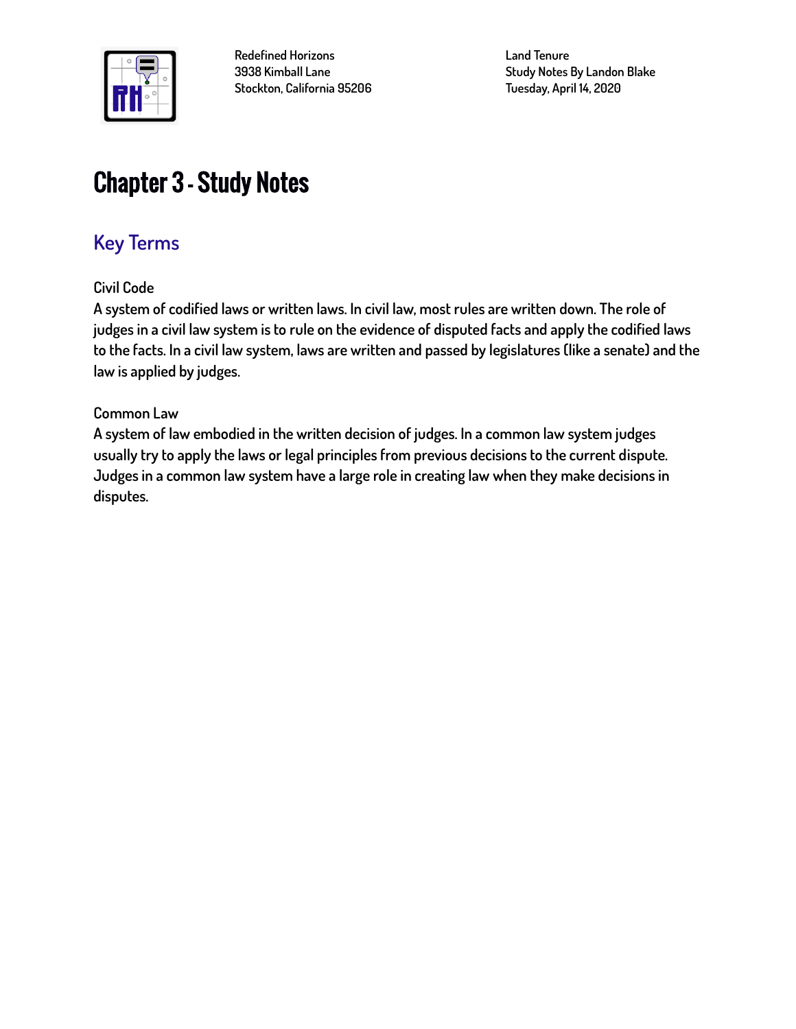Redefined Horizons
3938 Kimball Lane
Stockton, California 95206

Land Tenure
Study Notes By Landon Blake
Tuesday, April 14, 2020

# Chapter 3 - Study Notes

## Key Terms

Civil Code

A system of codified laws or written laws. In civil law, most rules are written down. The role of judges in a civil law system is to rule on the evidence of disputed facts and apply the codified laws to the facts. In a civil law system, laws are written and passed by legislatures (like a senate) and the law is applied by judges.

Common Law

A system of law embodied in the written decision of judges. In a common law system judges usually try to apply the laws or legal principles from previous decisions to the current dispute. Judges in a common law system have a large role in creating law when they make decisions in disputes.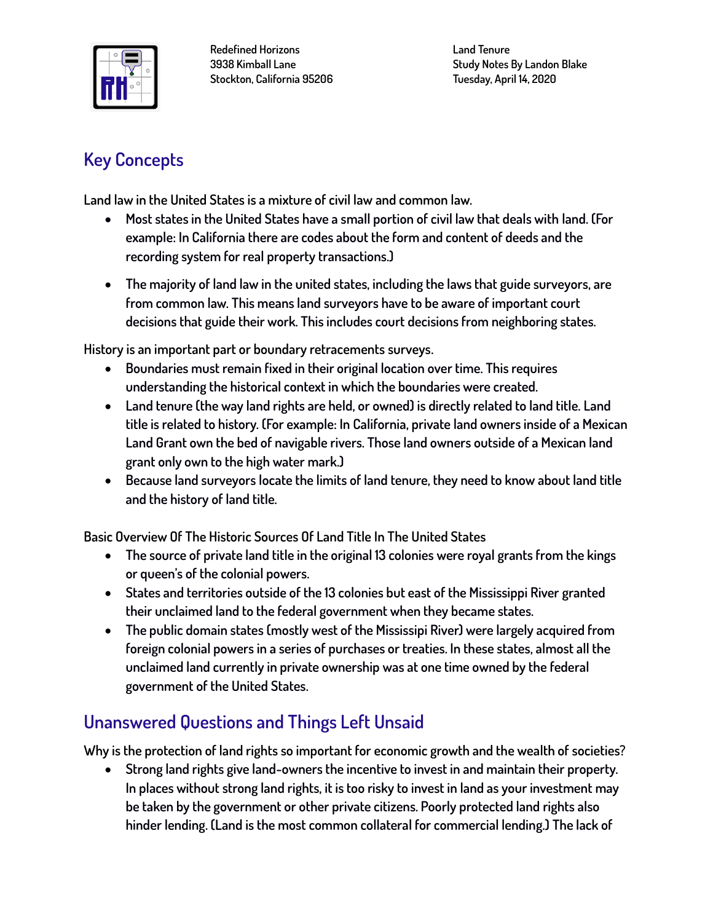Redefined Horizons
3938 Kimball Lane
Stockton, California 95206

Land Tenure
Study Notes By Landon Blake
Tuesday, April 14, 2020

## Key Concepts

Land law in the United States is a mixture of civil law and common law.

- Most states in the United States have a small portion of civil law that deals with land. (For example: In California there are codes about the form and content of deeds and the recording system for real property transactions.)
- The majority of land law in the united states, including the laws that guide surveyors, are from common law. This means land surveyors have to be aware of important court decisions that guide their work. This includes court decisions from neighboring states.

History is an important part or boundary retracements surveys.

- Boundaries must remain fixed in their original location over time. This requires understanding the historical context in which the boundaries were created.
- Land tenure (the way land rights are held, or owned) is directly related to land title. Land title is related to history. (For example: In California, private land owners inside of a Mexican Land Grant own the bed of navigable rivers. Those land owners outside of a Mexican land grant only own to the high water mark.)
- Because land surveyors locate the limits of land tenure, they need to know about land title and the history of land title.

Basic Overview Of The Historic Sources Of Land Title In The United States

- The source of private land title in the original 13 colonies were royal grants from the kings or queen's of the colonial powers.
- States and territories outside of the 13 colonies but east of the Mississippi River granted their unclaimed land to the federal government when they became states.
- The public domain states (mostly west of the Missisipi River) were largely acquired from foreign colonial powers in a series of purchases or treaties. In these states, almost all the unclaimed land currently in private ownership was at one time owned by the federal government of the United States.

## Unanswered Questions and Things Left Unsaid

Why is the protection of land rights so important for economic growth and the wealth of societies?

- Strong land rights give land-owners the incentive to invest in and maintain their property. In places without strong land rights, it is too risky to invest in land as your investment may be taken by the government or other private citizens. Poorly protected land rights also hinder lending. (Land is the most common collateral for commercial lending.) The lack of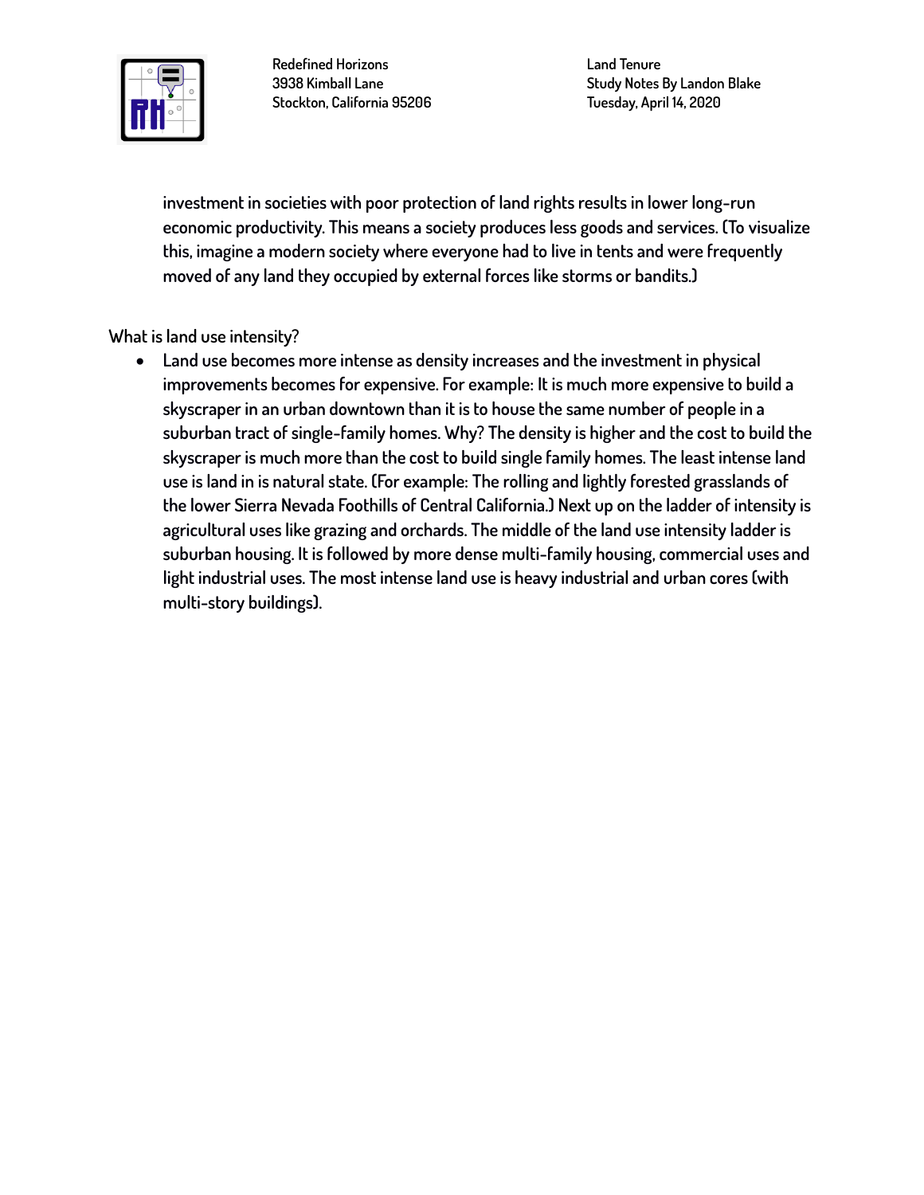investment in societies with poor protection of land rights results in lower long-run economic productivity. This means a society produces less goods and services. (To visualize this, imagine a modern society where everyone had to live in tents and were frequently moved of any land they occupied by external forces like storms or bandits.)

What is land use intensity?

- Land use becomes more intense as density increases and the investment in physical improvements becomes for expensive. For example: It is much more expensive to build a skyscraper in an urban downtown than it is to house the same number of people in a suburban tract of single-family homes. Why? The density is higher and the cost to build the skyscraper is much more than the cost to build single family homes. The least intense land use is land in is natural state. (For example: The rolling and lightly forested grasslands of the lower Sierra Nevada Foothills of Central California.) Next up on the ladder of intensity is agricultural uses like grazing and orchards. The middle of the land use intensity ladder is suburban housing. It is followed by more dense multi-family housing, commercial uses and light industrial uses. The most intense land use is heavy industrial and urban cores (with multi-story buildings).